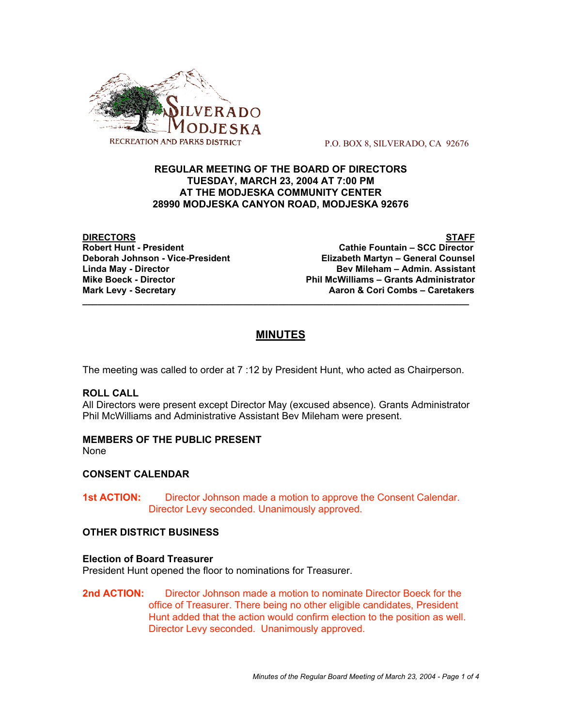SILVERADO MODJESKA
RECREATION AND PARKS DISTRICT

P.O. BOX 8, SILVERADO, CA 92676

**REGULAR MEETING OF THE BOARD OF DIRECTORS**
**TUESDAY, MARCH 23, 2004 AT 7:00 PM**
**AT THE MODJESKA COMMUNITY CENTER**
**28990 MODJESKA CANYON ROAD, MODJESKA 92676**

| **DIRECTORS** | **STAFF** |
| --- | --- |
| **Robert Hunt - President** | **Cathie Fountain – SCC Director** |
| **Deborah Johnson - Vice-President** | **Elizabeth Martyn – General Counsel** |
| **Linda May - Director** | **Bev Mileham – Admin. Assistant** |
| **Mike Boeck - Director** | **Phil McWilliams – Grants Administrator** |
| **Mark Levy - Secretary** | **Aaron & Cori Combs – Caretakers** |

---

# MINUTES

The meeting was called to order at 7 :12 by President Hunt, who acted as Chairperson.

### ROLL CALL

All Directors were present except Director May (excused absence). Grants Administrator Phil McWilliams and Administrative Assistant Bev Mileham were present.

### MEMBERS OF THE PUBLIC PRESENT

None

### CONSENT CALENDAR

**1st ACTION:** Director Johnson made a motion to approve the Consent Calendar. Director Levy seconded. Unanimously approved.

### OTHER DISTRICT BUSINESS

**Election of Board Treasurer**
President Hunt opened the floor to nominations for Treasurer.

**2nd ACTION:** Director Johnson made a motion to nominate Director Boeck for the office of Treasurer. There being no other eligible candidates, President Hunt added that the action would confirm election to the position as well. Director Levy seconded. Unanimously approved.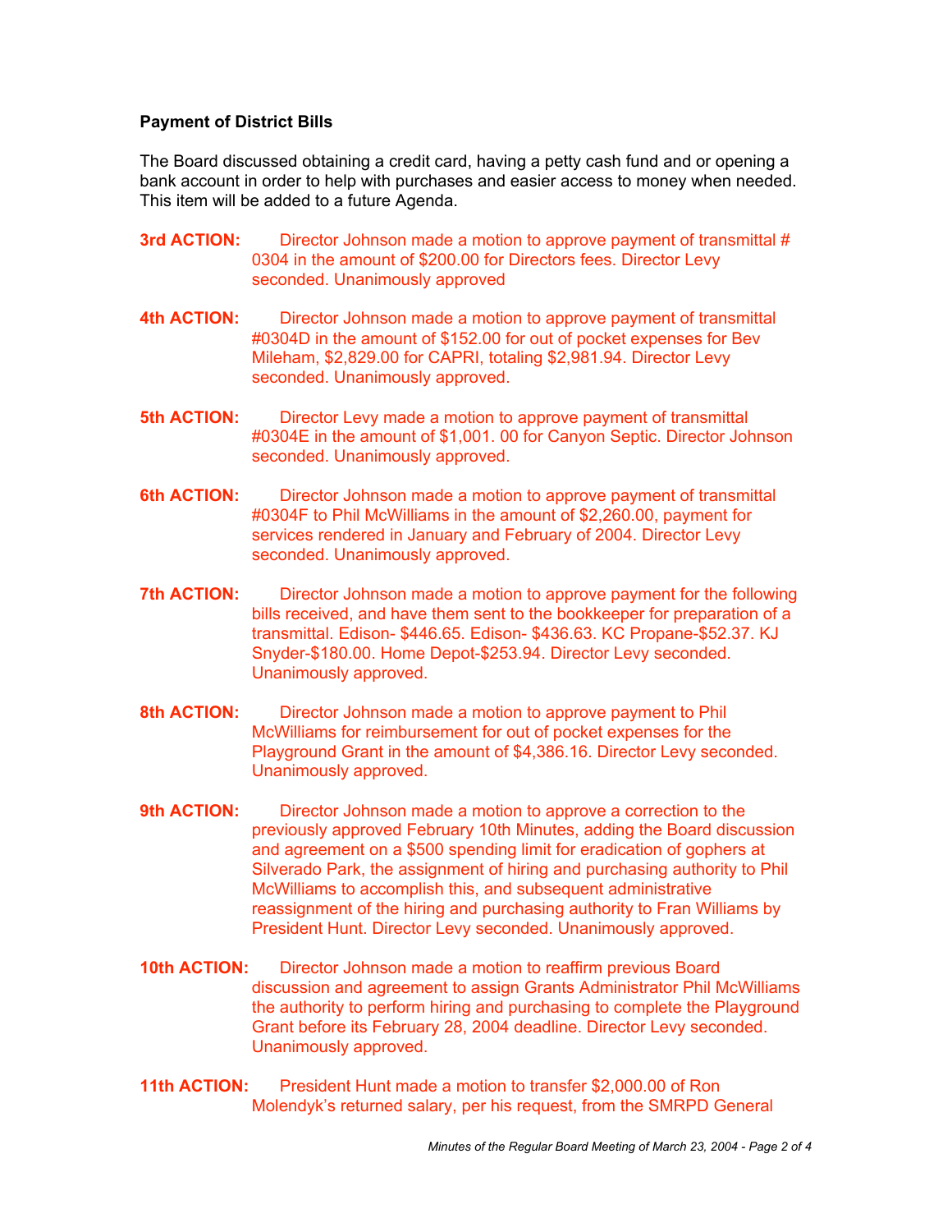**Payment of District Bills**

The Board discussed obtaining a credit card, having a petty cash fund and or opening a bank account in order to help with purchases and easier access to money when needed. This item will be added to a future Agenda.

**3rd ACTION:** Director Johnson made a motion to approve payment of transmittal # 0304 in the amount of $200.00 for Directors fees. Director Levy seconded. Unanimously approved

**4th ACTION:** Director Johnson made a motion to approve payment of transmittal #0304D in the amount of $152.00 for out of pocket expenses for Bev Mileham, $2,829.00 for CAPRI, totaling $2,981.94. Director Levy seconded. Unanimously approved.

**5th ACTION:** Director Levy made a motion to approve payment of transmittal #0304E in the amount of $1,001. 00 for Canyon Septic. Director Johnson seconded. Unanimously approved.

**6th ACTION:** Director Johnson made a motion to approve payment of transmittal #0304F to Phil McWilliams in the amount of $2,260.00, payment for services rendered in January and February of 2004. Director Levy seconded. Unanimously approved.

**7th ACTION:** Director Johnson made a motion to approve payment for the following bills received, and have them sent to the bookkeeper for preparation of a transmittal. Edison- $446.65. Edison- $436.63. KC Propane-$52.37. KJ Snyder-$180.00. Home Depot-$253.94. Director Levy seconded. Unanimously approved.

**8th ACTION:** Director Johnson made a motion to approve payment to Phil McWilliams for reimbursement for out of pocket expenses for the Playground Grant in the amount of $4,386.16. Director Levy seconded. Unanimously approved.

**9th ACTION:** Director Johnson made a motion to approve a correction to the previously approved February 10th Minutes, adding the Board discussion and agreement on a $500 spending limit for eradication of gophers at Silverado Park, the assignment of hiring and purchasing authority to Phil McWilliams to accomplish this, and subsequent administrative reassignment of the hiring and purchasing authority to Fran Williams by President Hunt. Director Levy seconded. Unanimously approved.

**10th ACTION:** Director Johnson made a motion to reaffirm previous Board discussion and agreement to assign Grants Administrator Phil McWilliams the authority to perform hiring and purchasing to complete the Playground Grant before its February 28, 2004 deadline. Director Levy seconded. Unanimously approved.

**11th ACTION:** President Hunt made a motion to transfer $2,000.00 of Ron Molendyk's returned salary, per his request, from the SMRPD General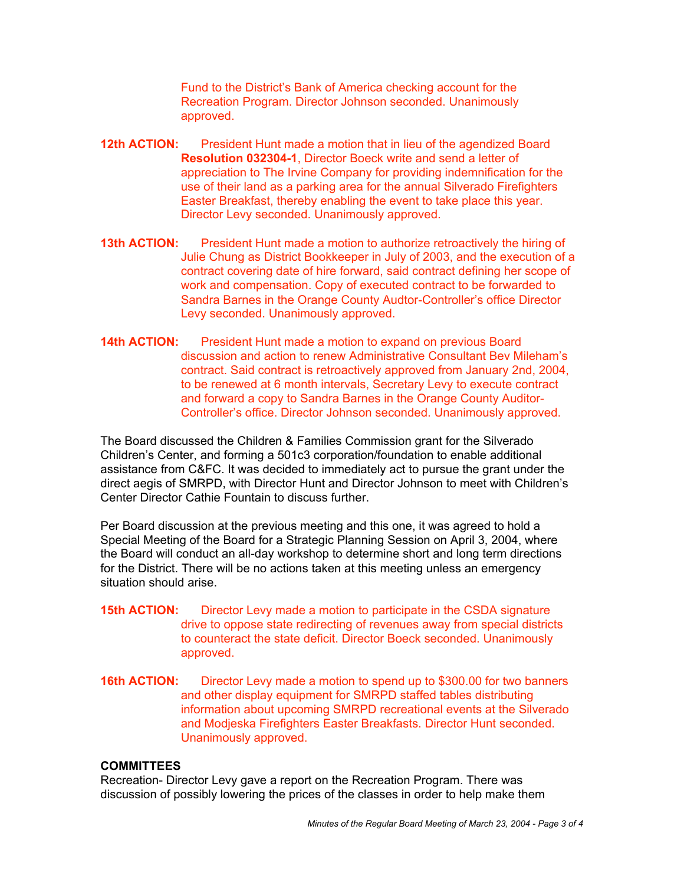Fund to the District's Bank of America checking account for the Recreation Program. Director Johnson seconded. Unanimously approved.

**12th ACTION:** President Hunt made a motion that in lieu of the agendized Board **Resolution 032304-1**, Director Boeck write and send a letter of appreciation to The Irvine Company for providing indemnification for the use of their land as a parking area for the annual Silverado Firefighters Easter Breakfast, thereby enabling the event to take place this year. Director Levy seconded. Unanimously approved.

**13th ACTION:** President Hunt made a motion to authorize retroactively the hiring of Julie Chung as District Bookkeeper in July of 2003, and the execution of a contract covering date of hire forward, said contract defining her scope of work and compensation. Copy of executed contract to be forwarded to Sandra Barnes in the Orange County Audtor-Controller's office Director Levy seconded. Unanimously approved.

**14th ACTION:** President Hunt made a motion to expand on previous Board discussion and action to renew Administrative Consultant Bev Mileham's contract. Said contract is retroactively approved from January 2nd, 2004, to be renewed at 6 month intervals, Secretary Levy to execute contract and forward a copy to Sandra Barnes in the Orange County Auditor-Controller's office. Director Johnson seconded. Unanimously approved.

The Board discussed the Children & Families Commission grant for the Silverado Children's Center, and forming a 501c3 corporation/foundation to enable additional assistance from C&FC. It was decided to immediately act to pursue the grant under the direct aegis of SMRPD, with Director Hunt and Director Johnson to meet with Children's Center Director Cathie Fountain to discuss further.

Per Board discussion at the previous meeting and this one, it was agreed to hold a Special Meeting of the Board for a Strategic Planning Session on April 3, 2004, where the Board will conduct an all-day workshop to determine short and long term directions for the District. There will be no actions taken at this meeting unless an emergency situation should arise.

**15th ACTION:** Director Levy made a motion to participate in the CSDA signature drive to oppose state redirecting of revenues away from special districts to counteract the state deficit. Director Boeck seconded. Unanimously approved.

**16th ACTION:** Director Levy made a motion to spend up to $300.00 for two banners and other display equipment for SMRPD staffed tables distributing information about upcoming SMRPD recreational events at the Silverado and Modjeska Firefighters Easter Breakfasts. Director Hunt seconded. Unanimously approved.

**COMMITTEES**

Recreation- Director Levy gave a report on the Recreation Program. There was discussion of possibly lowering the prices of the classes in order to help make them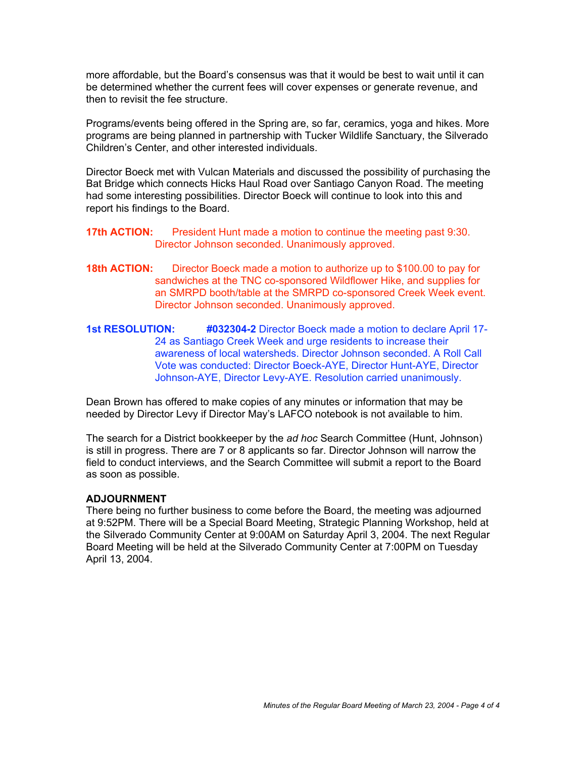more affordable, but the Board's consensus was that it would be best to wait until it can be determined whether the current fees will cover expenses or generate revenue, and then to revisit the fee structure.

Programs/events being offered in the Spring are, so far, ceramics, yoga and hikes. More programs are being planned in partnership with Tucker Wildlife Sanctuary, the Silverado Children's Center, and other interested individuals.

Director Boeck met with Vulcan Materials and discussed the possibility of purchasing the Bat Bridge which connects Hicks Haul Road over Santiago Canyon Road. The meeting had some interesting possibilities. Director Boeck will continue to look into this and report his findings to the Board.

**17th ACTION:** President Hunt made a motion to continue the meeting past 9:30. Director Johnson seconded. Unanimously approved.

**18th ACTION:** Director Boeck made a motion to authorize up to $100.00 to pay for sandwiches at the TNC co-sponsored Wildflower Hike, and supplies for an SMRPD booth/table at the SMRPD co-sponsored Creek Week event. Director Johnson seconded. Unanimously approved.

**1st RESOLUTION:** **#032304-2** Director Boeck made a motion to declare April 17-24 as Santiago Creek Week and urge residents to increase their awareness of local watersheds. Director Johnson seconded. A Roll Call Vote was conducted: Director Boeck-AYE, Director Hunt-AYE, Director Johnson-AYE, Director Levy-AYE. Resolution carried unanimously.

Dean Brown has offered to make copies of any minutes or information that may be needed by Director Levy if Director May's LAFCO notebook is not available to him.

The search for a District bookkeeper by the *ad hoc* Search Committee (Hunt, Johnson) is still in progress. There are 7 or 8 applicants so far. Director Johnson will narrow the field to conduct interviews, and the Search Committee will submit a report to the Board as soon as possible.

**ADJOURNMENT**

There being no further business to come before the Board, the meeting was adjourned at 9:52PM. There will be a Special Board Meeting, Strategic Planning Workshop, held at the Silverado Community Center at 9:00AM on Saturday April 3, 2004. The next Regular Board Meeting will be held at the Silverado Community Center at 7:00PM on Tuesday April 13, 2004.